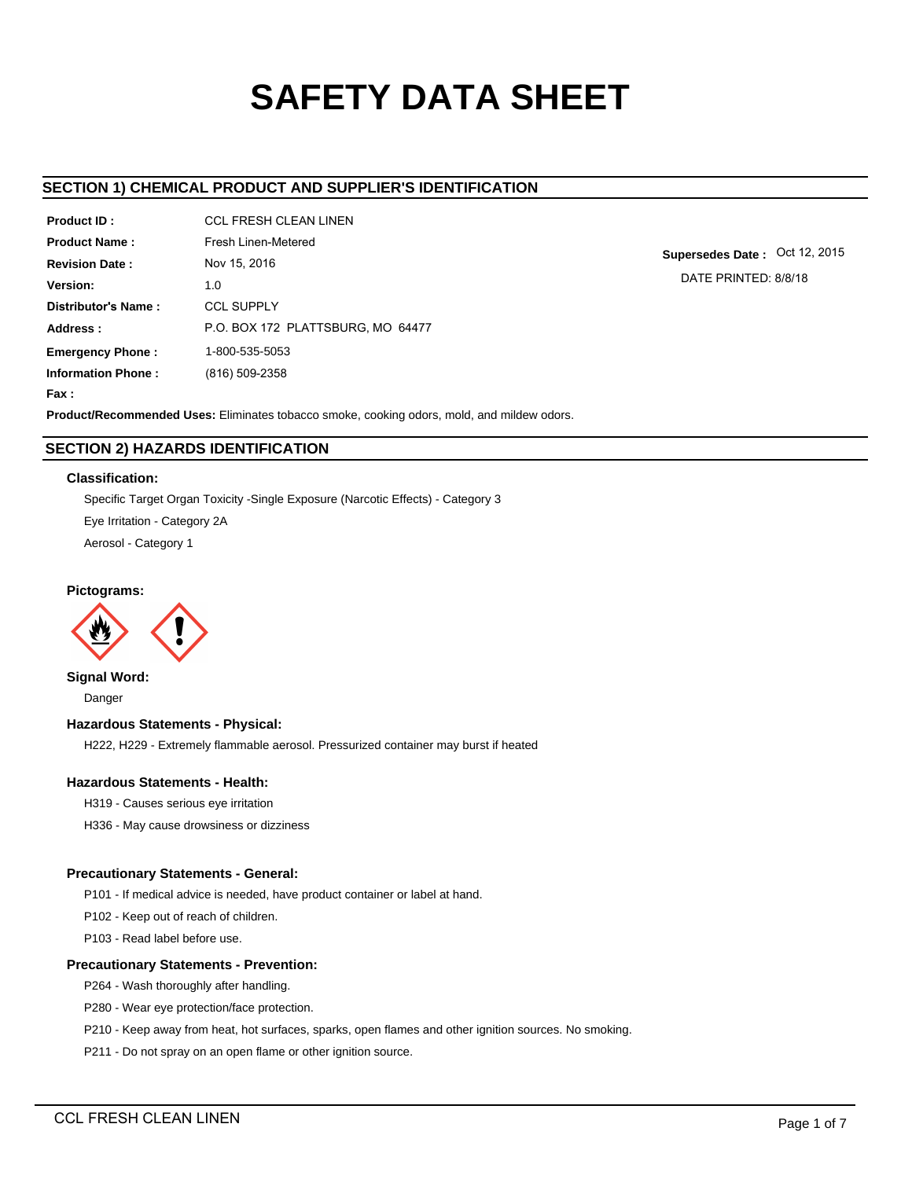# SAFETY DATA SHEET

## SECTION 1) CHEMICAL PRODUCT AND SUPPLIER'S IDENTIFICATION

**Product ID :** CCL FRESH CLEAN LINEN

**Product Name :** Fresh Linen-Metered

**Revision Date :** Nov 15, 2016

**Version:** 1.0

**Distributor's Name :** CCL SUPPLY

**Address :** P.O. BOX 172 PLATTSBURG, MO 64477

**Emergency Phone :** 1-800-535-5053

**Information Phone :** (816) 509-2358

**Fax :**

**Supersedes Date :** Oct 12, 2015

DATE PRINTED: 8/8/18

**Product/Recommended Uses:** Eliminates tobacco smoke, cooking odors, mold, and mildew odors.

## SECTION 2) HAZARDS IDENTIFICATION

### Classification:

Specific Target Organ Toxicity -Single Exposure (Narcotic Effects) - Category 3

Eye Irritation - Category 2A

Aerosol - Category 1

### Pictograms:

### Signal Word:

Danger

### Hazardous Statements - Physical:

H222, H229 - Extremely flammable aerosol. Pressurized container may burst if heated

### Hazardous Statements - Health:

H319 - Causes serious eye irritation

H336 - May cause drowsiness or dizziness

### Precautionary Statements - General:

P101 - If medical advice is needed, have product container or label at hand.

P102 - Keep out of reach of children.

P103 - Read label before use.

### Precautionary Statements - Prevention:

P264 - Wash thoroughly after handling.

P280 - Wear eye protection/face protection.

P210 - Keep away from heat, hot surfaces, sparks, open flames and other ignition sources. No smoking.

P211 - Do not spray on an open flame or other ignition source.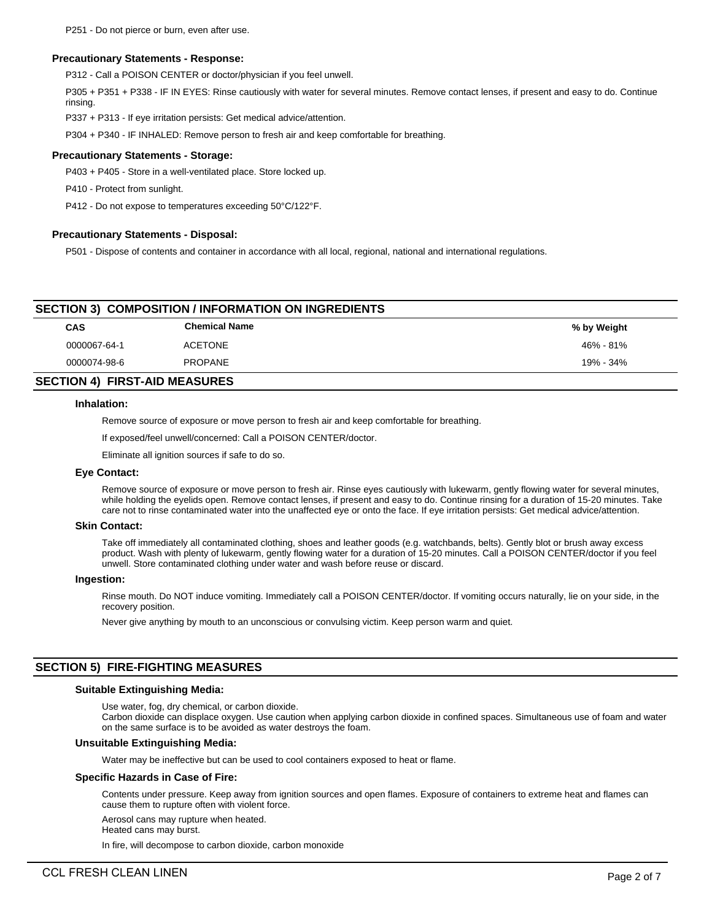P251 - Do not pierce or burn, even after use.

### Precautionary Statements - Response:

P312 - Call a POISON CENTER or doctor/physician if you feel unwell.

P305 + P351 + P338 - IF IN EYES: Rinse cautiously with water for several minutes. Remove contact lenses, if present and easy to do. Continue rinsing.

P337 + P313 - If eye irritation persists: Get medical advice/attention.

P304 + P340 - IF INHALED: Remove person to fresh air and keep comfortable for breathing.

### Precautionary Statements - Storage:

P403 + P405 - Store in a well-ventilated place. Store locked up.

P410 - Protect from sunlight.

P412 - Do not expose to temperatures exceeding 50°C/122°F.

### Precautionary Statements - Disposal:

P501 - Dispose of contents and container in accordance with all local, regional, national and international regulations.

## SECTION 3) COMPOSITION / INFORMATION ON INGREDIENTS

| CAS | Chemical Name | % by Weight |
|---|---|---|
| 0000067-64-1 | ACETONE | 46% - 81% |
| 0000074-98-6 | PROPANE | 19% - 34% |

## SECTION 4) FIRST-AID MEASURES

### Inhalation:

Remove source of exposure or move person to fresh air and keep comfortable for breathing.

If exposed/feel unwell/concerned: Call a POISON CENTER/doctor.

Eliminate all ignition sources if safe to do so.

### Eye Contact:

Remove source of exposure or move person to fresh air. Rinse eyes cautiously with lukewarm, gently flowing water for several minutes, while holding the eyelids open. Remove contact lenses, if present and easy to do. Continue rinsing for a duration of 15-20 minutes. Take care not to rinse contaminated water into the unaffected eye or onto the face. If eye irritation persists: Get medical advice/attention.

### Skin Contact:

Take off immediately all contaminated clothing, shoes and leather goods (e.g. watchbands, belts). Gently blot or brush away excess product. Wash with plenty of lukewarm, gently flowing water for a duration of 15-20 minutes. Call a POISON CENTER/doctor if you feel unwell. Store contaminated clothing under water and wash before reuse or discard.

### Ingestion:

Rinse mouth. Do NOT induce vomiting. Immediately call a POISON CENTER/doctor. If vomiting occurs naturally, lie on your side, in the recovery position.

Never give anything by mouth to an unconscious or convulsing victim. Keep person warm and quiet.

## SECTION 5) FIRE-FIGHTING MEASURES

### Suitable Extinguishing Media:

Use water, fog, dry chemical, or carbon dioxide.
Carbon dioxide can displace oxygen. Use caution when applying carbon dioxide in confined spaces. Simultaneous use of foam and water on the same surface is to be avoided as water destroys the foam.

### Unsuitable Extinguishing Media:

Water may be ineffective but can be used to cool containers exposed to heat or flame.

### Specific Hazards in Case of Fire:

Contents under pressure. Keep away from ignition sources and open flames. Exposure of containers to extreme heat and flames can cause them to rupture often with violent force.

Aerosol cans may rupture when heated.
Heated cans may burst.

In fire, will decompose to carbon dioxide, carbon monoxide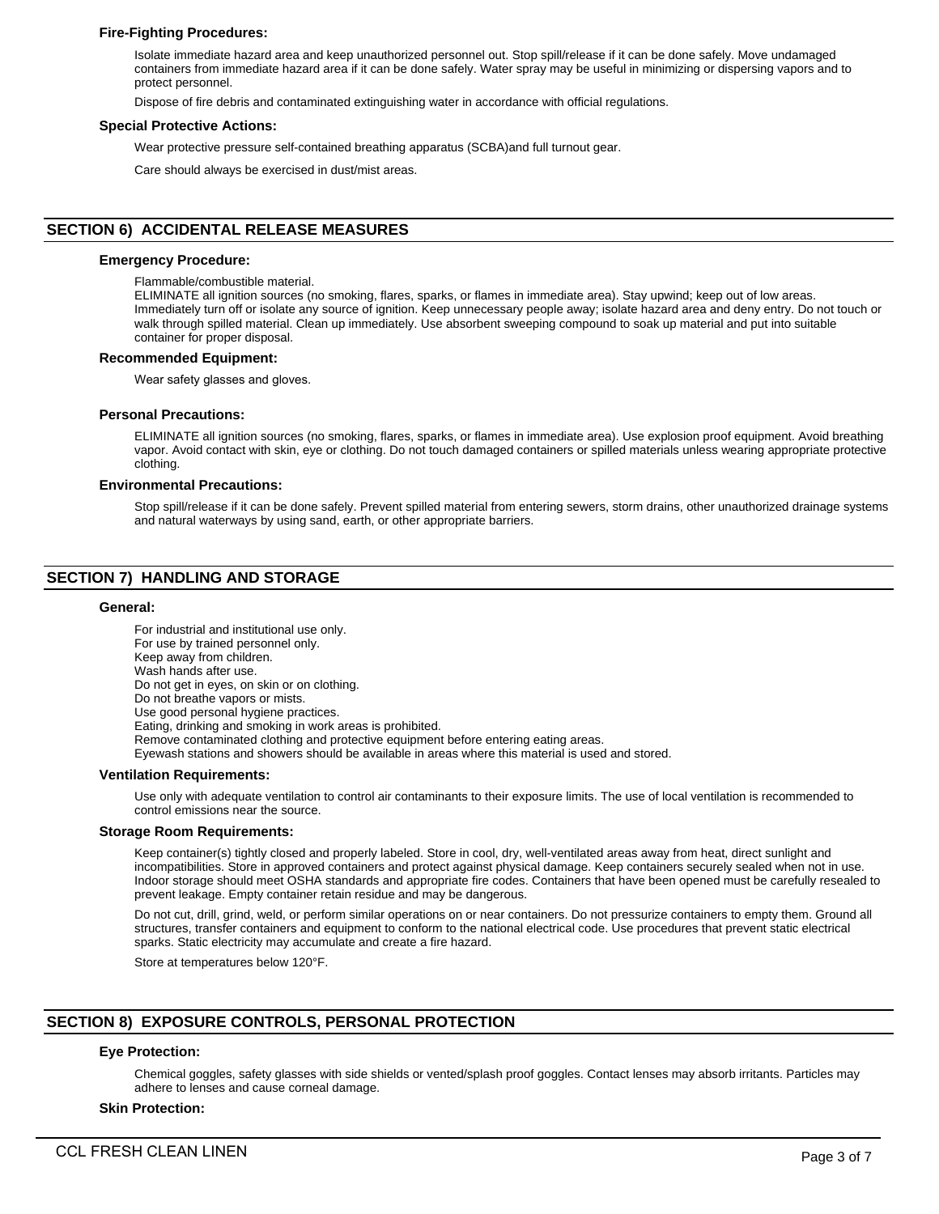### Fire-Fighting Procedures:

Isolate immediate hazard area and keep unauthorized personnel out. Stop spill/release if it can be done safely. Move undamaged containers from immediate hazard area if it can be done safely. Water spray may be useful in minimizing or dispersing vapors and to protect personnel.

Dispose of fire debris and contaminated extinguishing water in accordance with official regulations.

### Special Protective Actions:

Wear protective pressure self-contained breathing apparatus (SCBA)and full turnout gear.

Care should always be exercised in dust/mist areas.

## SECTION 6) ACCIDENTAL RELEASE MEASURES

### Emergency Procedure:

Flammable/combustible material.
ELIMINATE all ignition sources (no smoking, flares, sparks, or flames in immediate area). Stay upwind; keep out of low areas. Immediately turn off or isolate any source of ignition. Keep unnecessary people away; isolate hazard area and deny entry. Do not touch or walk through spilled material. Clean up immediately. Use absorbent sweeping compound to soak up material and put into suitable container for proper disposal.

### Recommended Equipment:

Wear safety glasses and gloves.

### Personal Precautions:

ELIMINATE all ignition sources (no smoking, flares, sparks, or flames in immediate area). Use explosion proof equipment. Avoid breathing vapor. Avoid contact with skin, eye or clothing. Do not touch damaged containers or spilled materials unless wearing appropriate protective clothing.

### Environmental Precautions:

Stop spill/release if it can be done safely. Prevent spilled material from entering sewers, storm drains, other unauthorized drainage systems and natural waterways by using sand, earth, or other appropriate barriers.

## SECTION 7) HANDLING AND STORAGE

### General:

For industrial and institutional use only.
For use by trained personnel only.
Keep away from children.
Wash hands after use.
Do not get in eyes, on skin or on clothing.
Do not breathe vapors or mists.
Use good personal hygiene practices.
Eating, drinking and smoking in work areas is prohibited.
Remove contaminated clothing and protective equipment before entering eating areas.
Eyewash stations and showers should be available in areas where this material is used and stored.

### Ventilation Requirements:

Use only with adequate ventilation to control air contaminants to their exposure limits. The use of local ventilation is recommended to control emissions near the source.

### Storage Room Requirements:

Keep container(s) tightly closed and properly labeled. Store in cool, dry, well-ventilated areas away from heat, direct sunlight and incompatibilities. Store in approved containers and protect against physical damage. Keep containers securely sealed when not in use. Indoor storage should meet OSHA standards and appropriate fire codes. Containers that have been opened must be carefully resealed to prevent leakage. Empty container retain residue and may be dangerous.

Do not cut, drill, grind, weld, or perform similar operations on or near containers. Do not pressurize containers to empty them. Ground all structures, transfer containers and equipment to conform to the national electrical code. Use procedures that prevent static electrical sparks. Static electricity may accumulate and create a fire hazard.

Store at temperatures below 120°F.

## SECTION 8) EXPOSURE CONTROLS, PERSONAL PROTECTION

### Eye Protection:

Chemical goggles, safety glasses with side shields or vented/splash proof goggles. Contact lenses may absorb irritants. Particles may adhere to lenses and cause corneal damage.

### Skin Protection: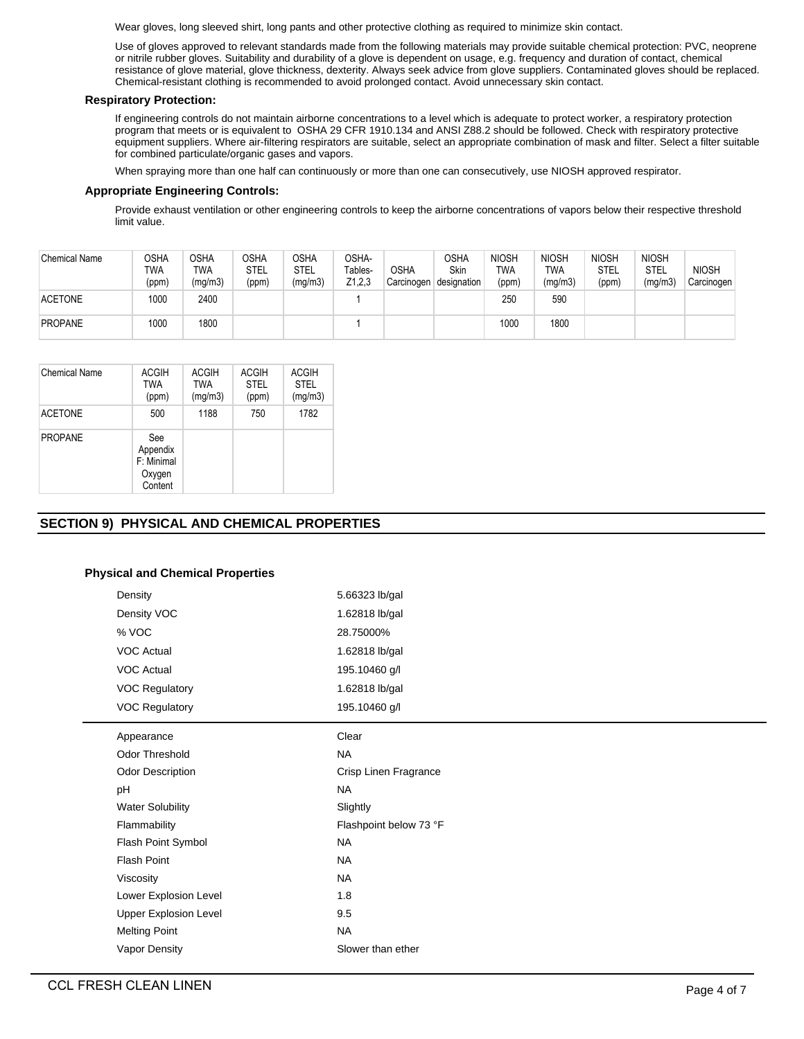Wear gloves, long sleeved shirt, long pants and other protective clothing as required to minimize skin contact.

Use of gloves approved to relevant standards made from the following materials may provide suitable chemical protection: PVC, neoprene or nitrile rubber gloves. Suitability and durability of a glove is dependent on usage, e.g. frequency and duration of contact, chemical resistance of glove material, glove thickness, dexterity. Always seek advice from glove suppliers. Contaminated gloves should be replaced. Chemical-resistant clothing is recommended to avoid prolonged contact. Avoid unnecessary skin contact.

**Respiratory Protection:**

If engineering controls do not maintain airborne concentrations to a level which is adequate to protect worker, a respiratory protection program that meets or is equivalent to OSHA 29 CFR 1910.134 and ANSI Z88.2 should be followed. Check with respiratory protective equipment suppliers. Where air-filtering respirators are suitable, select an appropriate combination of mask and filter. Select a filter suitable for combined particulate/organic gases and vapors.

When spraying more than one half can continuously or more than one can consecutively, use NIOSH approved respirator.

**Appropriate Engineering Controls:**

Provide exhaust ventilation or other engineering controls to keep the airborne concentrations of vapors below their respective threshold limit value.

| Chemical Name | OSHA TWA (ppm) | OSHA TWA (mg/m3) | OSHA STEL (ppm) | OSHA STEL (mg/m3) | OSHA- Tables- Z1,2,3 | OSHA Carcinogen | OSHA Skin designation | NIOSH TWA (ppm) | NIOSH TWA (mg/m3) | NIOSH STEL (ppm) | NIOSH STEL (mg/m3) | NIOSH Carcinogen |
|---|---|---|---|---|---|---|---|---|---|---|---|---|
| ACETONE | 1000 | 2400 | | | 1 | | | 250 | 590 | | | |
| PROPANE | 1000 | 1800 | | | 1 | | | 1000 | 1800 | | | |

| Chemical Name | ACGIH TWA (ppm) | ACGIH TWA (mg/m3) | ACGIH STEL (ppm) | ACGIH STEL (mg/m3) |
|---|---|---|---|---|
| ACETONE | 500 | 1188 | 750 | 1782 |
| PROPANE | See Appendix F: Minimal Oxygen Content | | | |

## SECTION 9) PHYSICAL AND CHEMICAL PROPERTIES

**Physical and Chemical Properties**

| | |
|---|---|
| Density | 5.66323 lb/gal |
| Density VOC | 1.62818 lb/gal |
| % VOC | 28.75000% |
| VOC Actual | 1.62818 lb/gal |
| VOC Actual | 195.10460 g/l |
| VOC Regulatory | 1.62818 lb/gal |
| VOC Regulatory | 195.10460 g/l |

| | |
|---|---|
| Appearance | Clear |
| Odor Threshold | NA |
| Odor Description | Crisp Linen Fragrance |
| pH | NA |
| Water Solubility | Slightly |
| Flammability | Flashpoint below 73 °F |
| Flash Point Symbol | NA |
| Flash Point | NA |
| Viscosity | NA |
| Lower Explosion Level | 1.8 |
| Upper Explosion Level | 9.5 |
| Melting Point | NA |
| Vapor Density | Slower than ether |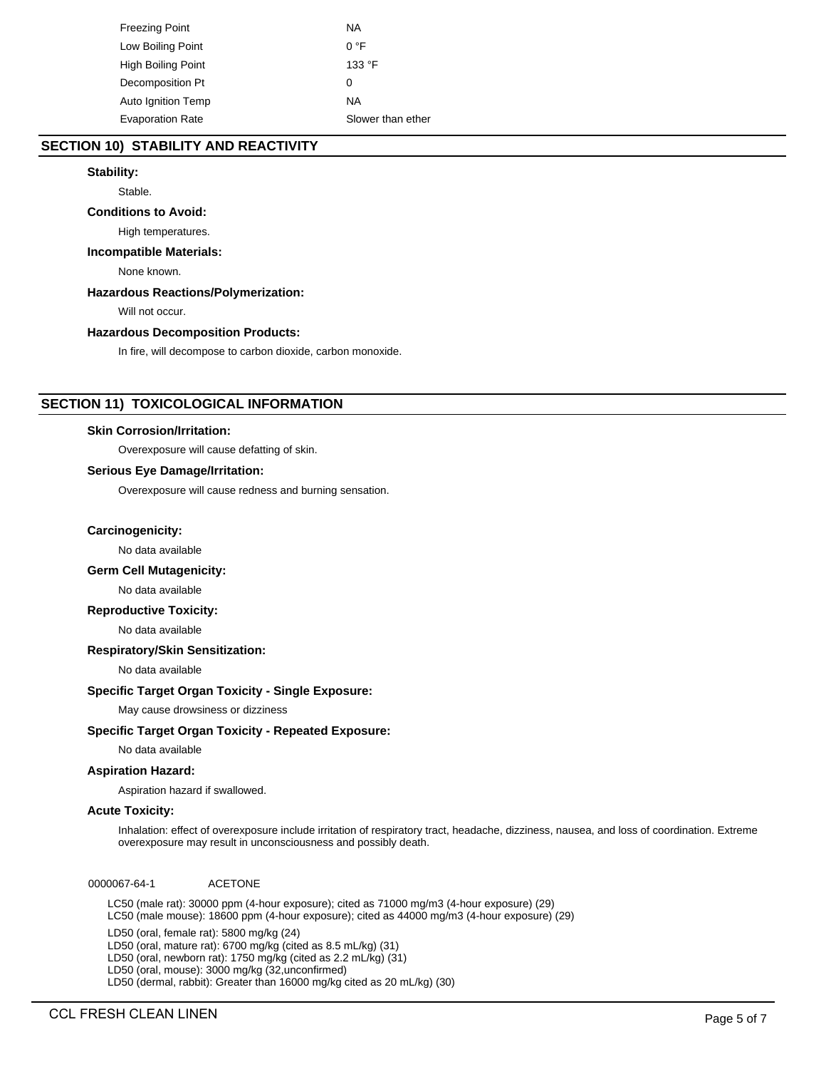| | |
|---|---|
| Freezing Point | NA |
| Low Boiling Point | 0 °F |
| High Boiling Point | 133 °F |
| Decomposition Pt | 0 |
| Auto Ignition Temp | NA |
| Evaporation Rate | Slower than ether |

## SECTION 10) STABILITY AND REACTIVITY

**Stability:**

Stable.

**Conditions to Avoid:**

High temperatures.

**Incompatible Materials:**

None known.

**Hazardous Reactions/Polymerization:**

Will not occur.

**Hazardous Decomposition Products:**

In fire, will decompose to carbon dioxide, carbon monoxide.

## SECTION 11) TOXICOLOGICAL INFORMATION

**Skin Corrosion/Irritation:**

Overexposure will cause defatting of skin.

**Serious Eye Damage/Irritation:**

Overexposure will cause redness and burning sensation.

**Carcinogenicity:**

No data available

**Germ Cell Mutagenicity:**

No data available

**Reproductive Toxicity:**

No data available

**Respiratory/Skin Sensitization:**

No data available

**Specific Target Organ Toxicity - Single Exposure:**

May cause drowsiness or dizziness

**Specific Target Organ Toxicity - Repeated Exposure:**

No data available

**Aspiration Hazard:**

Aspiration hazard if swallowed.

**Acute Toxicity:**

Inhalation: effect of overexposure include irritation of respiratory tract, headache, dizziness, nausea, and loss of coordination. Extreme overexposure may result in unconsciousness and possibly death.

0000067-64-1 ACETONE

LC50 (male rat): 30000 ppm (4-hour exposure); cited as 71000 mg/m3 (4-hour exposure) (29)
LC50 (male mouse): 18600 ppm (4-hour exposure); cited as 44000 mg/m3 (4-hour exposure) (29)

LD50 (oral, female rat): 5800 mg/kg (24)
LD50 (oral, mature rat): 6700 mg/kg (cited as 8.5 mL/kg) (31)
LD50 (oral, newborn rat): 1750 mg/kg (cited as 2.2 mL/kg) (31)
LD50 (oral, mouse): 3000 mg/kg (32,unconfirmed)
LD50 (dermal, rabbit): Greater than 16000 mg/kg cited as 20 mL/kg) (30)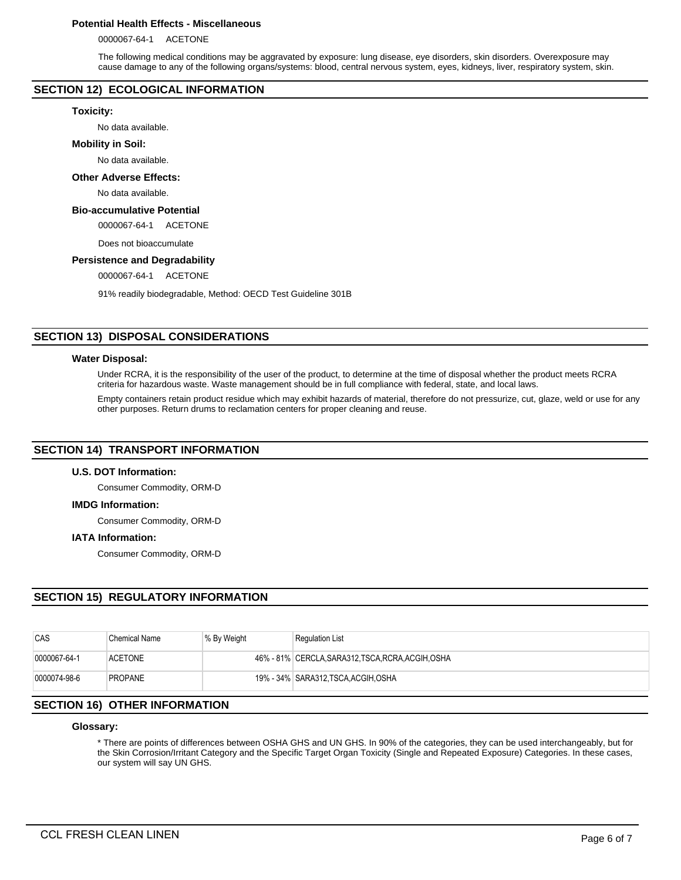### Potential Health Effects - Miscellaneous

0000067-64-1 ACETONE

The following medical conditions may be aggravated by exposure: lung disease, eye disorders, skin disorders. Overexposure may cause damage to any of the following organs/systems: blood, central nervous system, eyes, kidneys, liver, respiratory system, skin.

## SECTION 12) ECOLOGICAL INFORMATION

### Toxicity:

No data available.

### Mobility in Soil:

No data available.

### Other Adverse Effects:

No data available.

### Bio-accumulative Potential

0000067-64-1 ACETONE

Does not bioaccumulate

### Persistence and Degradability

0000067-64-1 ACETONE

91% readily biodegradable, Method: OECD Test Guideline 301B

## SECTION 13) DISPOSAL CONSIDERATIONS

### Water Disposal:

Under RCRA, it is the responsibility of the user of the product, to determine at the time of disposal whether the product meets RCRA criteria for hazardous waste. Waste management should be in full compliance with federal, state, and local laws.

Empty containers retain product residue which may exhibit hazards of material, therefore do not pressurize, cut, glaze, weld or use for any other purposes. Return drums to reclamation centers for proper cleaning and reuse.

## SECTION 14) TRANSPORT INFORMATION

### U.S. DOT Information:

Consumer Commodity, ORM-D

### IMDG Information:

Consumer Commodity, ORM-D

### IATA Information:

Consumer Commodity, ORM-D

## SECTION 15) REGULATORY INFORMATION

| CAS | Chemical Name | % By Weight | Regulation List |
|---|---|---|---|
| 0000067-64-1 | ACETONE | 46% - 81% | CERCLA,SARA312,TSCA,RCRA,ACGIH,OSHA |
| 0000074-98-6 | PROPANE | 19% - 34% | SARA312,TSCA,ACGIH,OSHA |

## SECTION 16) OTHER INFORMATION

### Glossary:

* There are points of differences between OSHA GHS and UN GHS. In 90% of the categories, they can be used interchangeably, but for the Skin Corrosion/Irritant Category and the Specific Target Organ Toxicity (Single and Repeated Exposure) Categories. In these cases, our system will say UN GHS.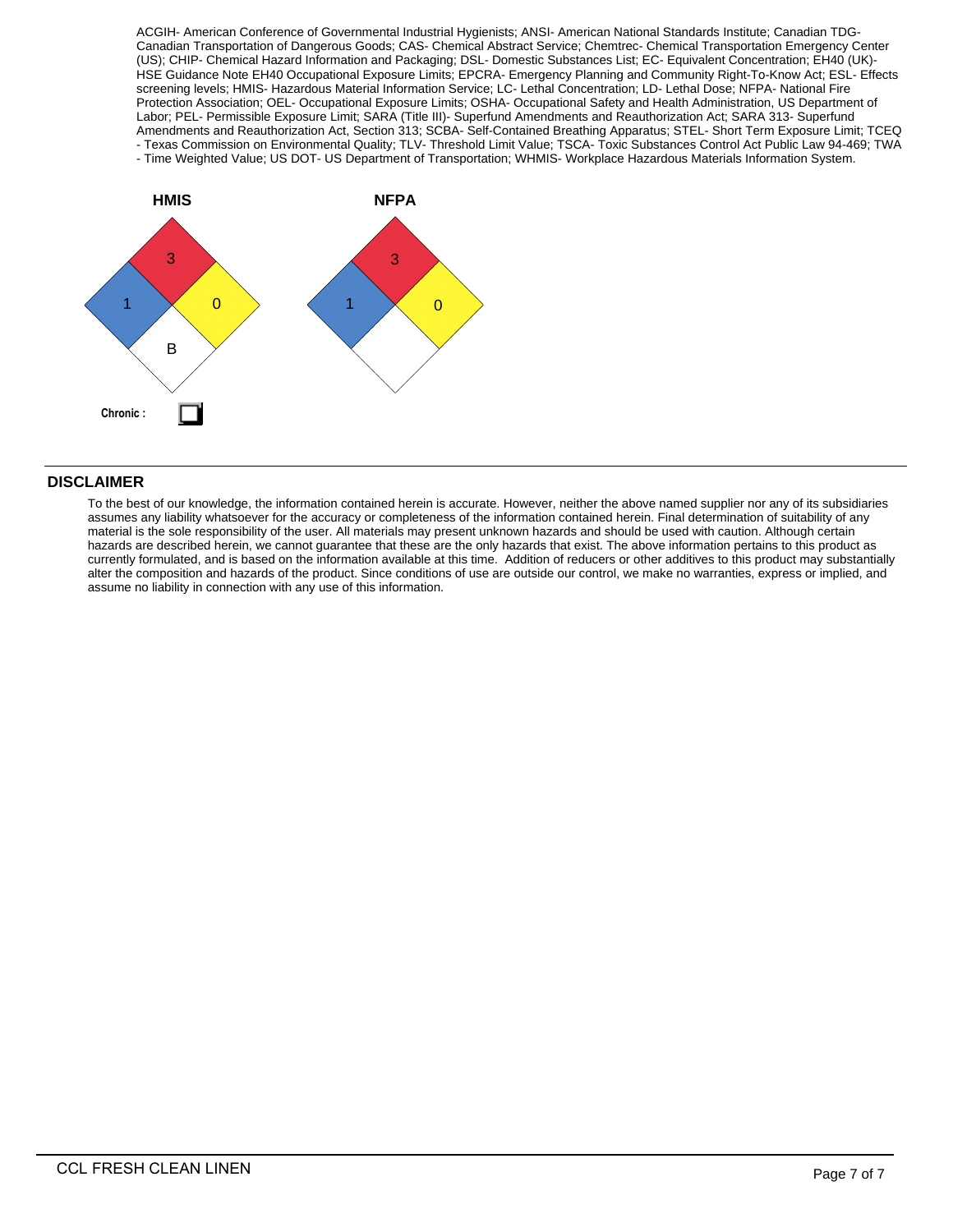ACGIH- American Conference of Governmental Industrial Hygienists; ANSI- American National Standards Institute; Canadian TDG- Canadian Transportation of Dangerous Goods; CAS- Chemical Abstract Service; Chemtrec- Chemical Transportation Emergency Center (US); CHIP- Chemical Hazard Information and Packaging; DSL- Domestic Substances List; EC- Equivalent Concentration; EH40 (UK)- HSE Guidance Note EH40 Occupational Exposure Limits; EPCRA- Emergency Planning and Community Right-To-Know Act; ESL- Effects screening levels; HMIS- Hazardous Material Information Service; LC- Lethal Concentration; LD- Lethal Dose; NFPA- National Fire Protection Association; OEL- Occupational Exposure Limits; OSHA- Occupational Safety and Health Administration, US Department of Labor; PEL- Permissible Exposure Limit; SARA (Title III)- Superfund Amendments and Reauthorization Act; SARA 313- Superfund Amendments and Reauthorization Act, Section 313; SCBA- Self-Contained Breathing Apparatus; STEL- Short Term Exposure Limit; TCEQ - Texas Commission on Environmental Quality; TLV- Threshold Limit Value; TSCA- Toxic Substances Control Act Public Law 94-469; TWA - Time Weighted Value; US DOT- US Department of Transportation; WHMIS- Workplace Hazardous Materials Information System.

**HMIS**

3

1

0

B

Chronic :

**NFPA**

3

1

0

## DISCLAIMER

To the best of our knowledge, the information contained herein is accurate. However, neither the above named supplier nor any of its subsidiaries assumes any liability whatsoever for the accuracy or completeness of the information contained herein. Final determination of suitability of any material is the sole responsibility of the user. All materials may present unknown hazards and should be used with caution. Although certain hazards are described herein, we cannot guarantee that these are the only hazards that exist. The above information pertains to this product as currently formulated, and is based on the information available at this time. Addition of reducers or other additives to this product may substantially alter the composition and hazards of the product. Since conditions of use are outside our control, we make no warranties, express or implied, and assume no liability in connection with any use of this information.